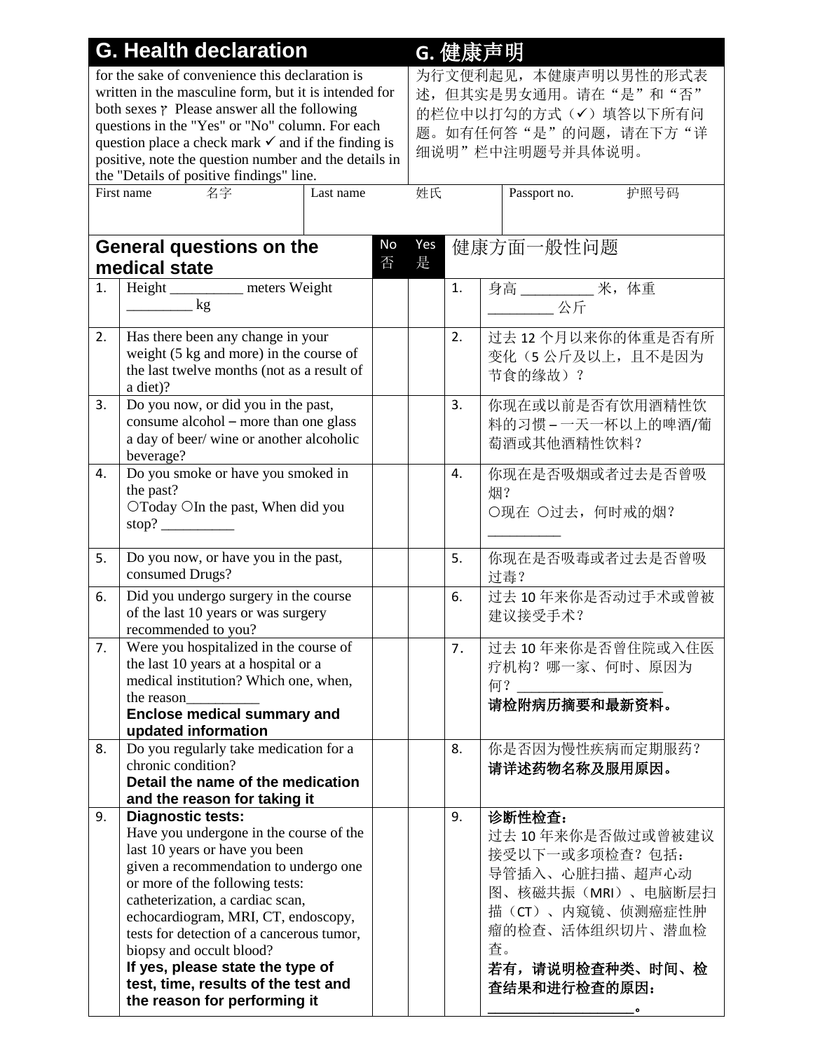| G. Health declaration | G. 健康声明 |
|---|---|
| for the sake of convenience this declaration is written in the masculine form, but it is intended for both sexes ץ Please answer all the following questions in the "Yes" or "No" column. For each question place a check mark ✓ and if the finding is positive, note the question number and the details in the "Details of positive findings" line. | 为行文便利起见，本健康声明以男性的形式表述，但其实是男女通用。请在“是”和“否”的栏位中以打勾的方式（✓）填答以下所有问题。如有任何答“是”的问题，请在下方“详细说明”栏中注明题号并具体说明。 |

| First name 名字 | Last name 姓氏 | Passport no. 护照号码 |
|---|---|---|
| | | |

| | **General questions on the medical state** | No 否 | Yes 是 | | **健康方面一般性问题** |
|---|---|---|---|---|---|
| 1. | Height __________ meters Weight _________ kg | | | 1. | 身高 __________ 米，体重 _________ 公斤 |
| 2. | Has there been any change in your weight (5 kg and more) in the course of the last twelve months (not as a result of a diet)? | | | 2. | 过去 12 个月以来你的体重是否有所变化（5 公斤及以上，且不是因为节食的缘故）？ |
| 3. | Do you now, or did you in the past, consume alcohol – more than one glass a day of beer/ wine or another alcoholic beverage? | | | 3. | 你现在或以前是否有饮用酒精性饮料的习惯 – 一天一杯以上的啤酒/葡萄酒或其他酒精性饮料？ |
| 4. | Do you smoke or have you smoked in the past? ○Today ○In the past, When did you stop? __________ | | | 4. | 你现在是否吸烟或者过去是否曾吸烟？ ○现在 ○过去，何时戒的烟？ __________ |
| 5. | Do you now, or have you in the past, consumed Drugs? | | | 5. | 你现在是否吸毒或者过去是否曾吸过毒？ |
| 6. | Did you undergo surgery in the course of the last 10 years or was surgery recommended to you? | | | 6. | 过去 10 年来你是否动过手术或曾被建议接受手术？ |
| 7. | Were you hospitalized in the course of the last 10 years at a hospital or a medical institution? Which one, when, the reason__________ **Enclose medical summary and updated information** | | | 7. | 过去 10 年来你是否曾住院或入住医疗机构？哪一家、何时、原因为何？ __________________ **请检附病历摘要和最新资料。** |
| 8. | Do you regularly take medication for a chronic condition? **Detail the name of the medication and the reason for taking it** | | | 8. | 你是否因为慢性疾病而定期服药？ **请详述药物名称及服用原因。** |
| 9. | **Diagnostic tests:** Have you undergone in the course of the last 10 years or have you been given a recommendation to undergo one or more of the following tests: catheterization, a cardiac scan, echocardiogram, MRI, CT, endoscopy, tests for detection of a cancerous tumor, biopsy and occult blood? **If yes, please state the type of test, time, results of the test and the reason for performing it** | | | 9. | **诊断性检查：** 过去 10 年来你是否做过或曾被建议接受以下一或多项检查？包括：导管插入、心脏扫描、超声心动图、核磁共振（MRI）、电脑断层扫描（CT）、内窥镜、侦测癌症性肿瘤的检查、活体组织切片、潜血检查。 **若有，请说明检查种类、时间、检查结果和进行检查的原因：__________________。** |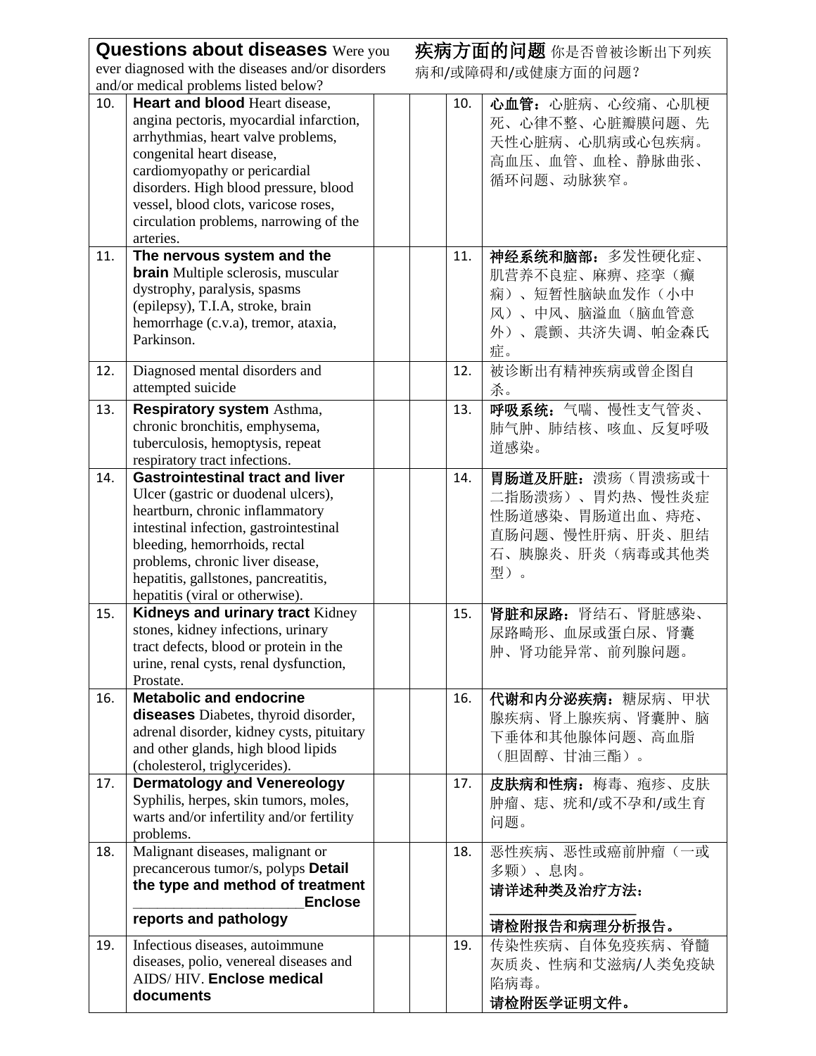| **Questions about diseases** Were you ever diagnosed with the diseases and/or disorders and/or medical problems listed below? | | | | **疾病方面的问题** 你是否曾被诊断出下列疾病和/或障碍和/或健康方面的问题？ | |
|---|---|---|---|---|---|
| 10. | **Heart and blood** Heart disease, angina pectoris, myocardial infarction, arrhythmias, heart valve problems, congenital heart disease, cardiomyopathy or pericardial disorders. High blood pressure, blood vessel, blood clots, varicose roses, circulation problems, narrowing of the arteries. | | | 10. | **心血管：**心脏病、心绞痛、心肌梗死、心律不整、心脏瓣膜问题、先天性心脏病、心肌病或心包疾病。高血压、血管、血栓、静脉曲张、循环问题、动脉狭窄。 |
| 11. | **The nervous system and the brain** Multiple sclerosis, muscular dystrophy, paralysis, spasms (epilepsy), T.I.A, stroke, brain hemorrhage (c.v.a), tremor, ataxia, Parkinson. | | | 11. | **神经系统和脑部：**多发性硬化症、肌营养不良症、麻痹、痉挛（癫痫）、短暂性脑缺血发作（小中风）、中风、脑溢血（脑血管意外）、震颤、共济失调、帕金森氏症。 |
| 12. | Diagnosed mental disorders and attempted suicide | | | 12. | 被诊断出有精神疾病或曾企图自杀。 |
| 13. | **Respiratory system** Asthma, chronic bronchitis, emphysema, tuberculosis, hemoptysis, repeat respiratory tract infections. | | | 13. | **呼吸系统：**气喘、慢性支气管炎、肺气肿、肺结核、咳血、反复呼吸道感染。 |
| 14. | **Gastrointestinal tract and liver** Ulcer (gastric or duodenal ulcers), heartburn, chronic inflammatory intestinal infection, gastrointestinal bleeding, hemorrhoids, rectal problems, chronic liver disease, hepatitis, gallstones, pancreatitis, hepatitis (viral or otherwise). | | | 14. | **胃肠道及肝脏：**溃疡（胃溃疡或十二指肠溃疡）、胃灼热、慢性炎症性肠道感染、胃肠道出血、痔疮、直肠问题、慢性肝病、肝炎、胆结石、胰腺炎、肝炎（病毒或其他类型）。 |
| 15. | **Kidneys and urinary tract** Kidney stones, kidney infections, urinary tract defects, blood or protein in the urine, renal cysts, renal dysfunction, Prostate. | | | 15. | **肾脏和尿路：**肾结石、肾脏感染、尿路畸形、血尿或蛋白尿、肾囊肿、肾功能异常、前列腺问题。 |
| 16. | **Metabolic and endocrine diseases** Diabetes, thyroid disorder, adrenal disorder, kidney cysts, pituitary and other glands, high blood lipids (cholesterol, triglycerides). | | | 16. | **代谢和内分泌疾病：**糖尿病、甲状腺疾病、肾上腺疾病、肾囊肿、脑下垂体和其他腺体问题、高血脂（胆固醇、甘油三酯）。 |
| 17. | **Dermatology and Venereology** Syphilis, herpes, skin tumors, moles, warts and/or infertility and/or fertility problems. | | | 17. | **皮肤病和性病：**梅毒、疱疹、皮肤肿瘤、痣、疣和/或不孕和/或生育问题。 |
| 18. | Malignant diseases, malignant or precancerous tumor/s, polyps **Detail the type and method of treatment _____________________ Enclose reports and pathology** | | | 18. | 恶性疾病、恶性或癌前肿瘤（一或多颗）、息肉。**请详述种类及治疗方法：_______________ 请检附报告和病理分析报告。** |
| 19. | Infectious diseases, autoimmune diseases, polio, venereal diseases and AIDS/ HIV. **Enclose medical documents** | | | 19. | 传染性疾病、自体免疫疾病、脊髓灰质炎、性病和艾滋病/人类免疫缺陷病毒。**请检附医学证明文件。** |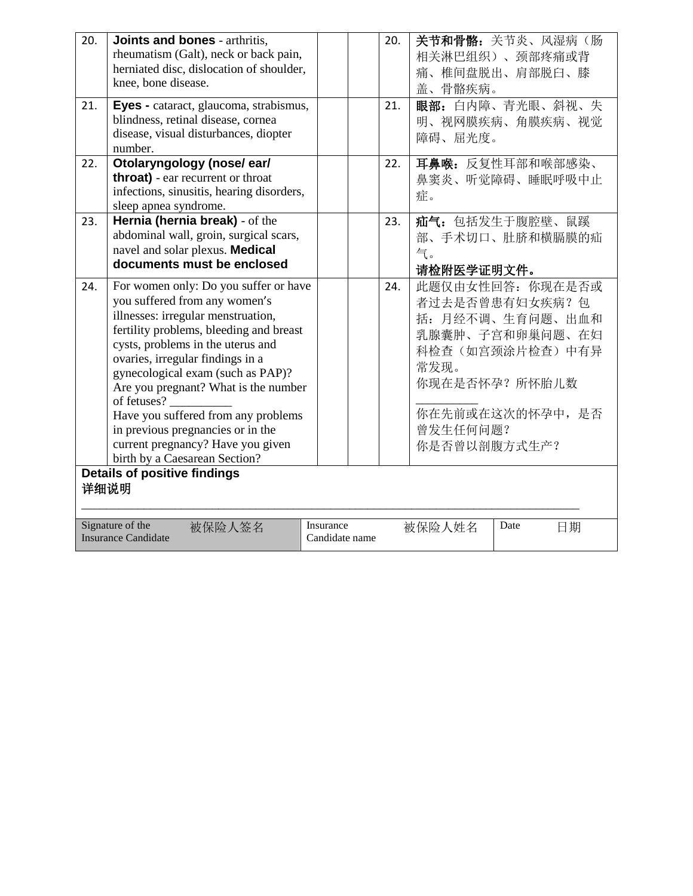| 20. | **Joints and bones** - arthritis, rheumatism (Galt), neck or back pain, herniated disc, dislocation of shoulder, knee, bone disease. | | | 20. | **关节和骨骼：**关节炎、风湿病（肠相关淋巴组织）、颈部疼痛或背痛、椎间盘脱出、肩部脱臼、膝盖、骨骼疾病。 |
|---|---|---|---|---|---|
| 21. | **Eyes -** cataract, glaucoma, strabismus, blindness, retinal disease, cornea disease, visual disturbances, diopter number. | | | 21. | **眼部：**白内障、青光眼、斜视、失明、视网膜疾病、角膜疾病、视觉障碍、屈光度。 |
| 22. | **Otolaryngology (nose/ ear/ throat)** - ear recurrent or throat infections, sinusitis, hearing disorders, sleep apnea syndrome. | | | 22. | **耳鼻喉：**反复性耳部和喉部感染、鼻窦炎、听觉障碍、睡眠呼吸中止症。 |
| 23. | **Hernia (hernia break)** - of the abdominal wall, groin, surgical scars, navel and solar plexus. **Medical documents must be enclosed** | | | 23. | **疝气：**包括发生于腹腔壁、鼠蹊部、手术切口、肚脐和横膈膜的疝气。 **请检附医学证明文件。** |
| 24. | For women only: Do you suffer or have you suffered from any women's illnesses: irregular menstruation, fertility problems, bleeding and breast cysts, problems in the uterus and ovaries, irregular findings in a gynecological exam (such as PAP)? Are you pregnant? What is the number of fetuses? __________ Have you suffered from any problems in previous pregnancies or in the current pregnancy? Have you given birth by a Caesarean Section? | | | 24. | 此题仅由女性回答：你现在是否或者过去是否曾患有妇女疾病？包括：月经不调、生育问题、出血和乳腺囊肿、子宫和卵巢问题、在妇科检查（如宫颈涂片检查）中有异常发现。 你现在是否怀孕？所怀胎儿数 __________ 你在先前或在这次的怀孕中，是否曾发生任何问题？ 你是否曾以剖腹方式生产？ |

**Details of positive findings**
**详细说明**

________________________________________________________________________________

| Signature of the Insurance Candidate 被保险人签名 | Insurance Candidate name 被保险人姓名 | Date 日期 |
|---|---|---|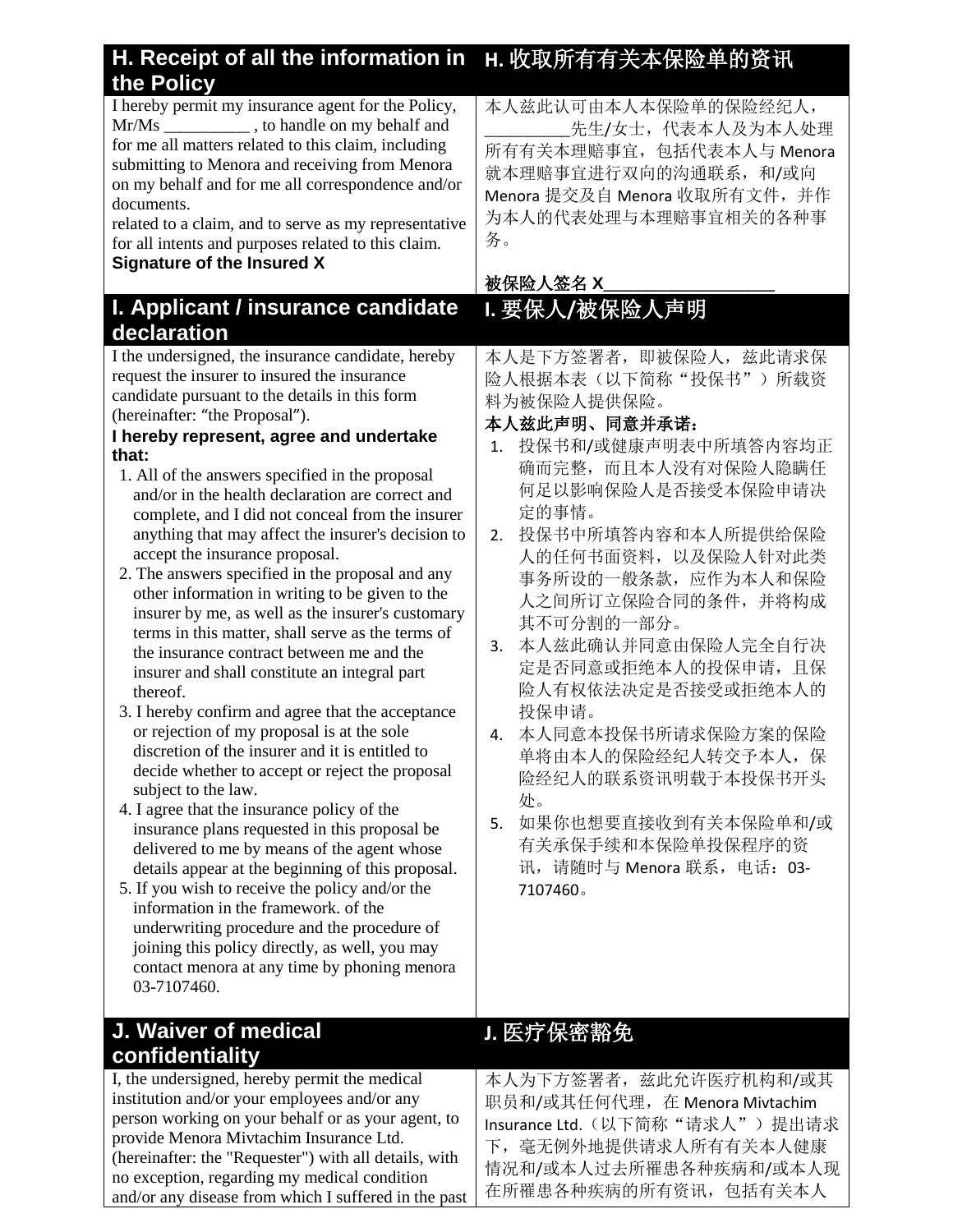| H. Receipt of all the information in the Policy | H. 收取所有有关本保险单的资讯 |
| --- | --- |
| I hereby permit my insurance agent for the Policy, Mr/Ms __________ , to handle on my behalf and for me all matters related to this claim, including submitting to Menora and receiving from Menora on my behalf and for me all correspondence and/or documents.<br>related to a claim, and to serve as my representative for all intents and purposes related to this claim.<br>**Signature of the Insured X** | 本人兹此认可由本人本保险单的保险经纪人，__________先生/女士，代表本人及为本人处理所有有关本理赔事宜，包括代表本人与 Menora 就本理赔事宜进行双向的沟通联系，和/或向 Menora 提交及自 Menora 收取所有文件，并作为本人的代表处理与本理赔事宜相关的各种事务。<br><br>**被保险人签名 X____________________** |
| **I. Applicant / insurance candidate declaration** | **I. 要保人/被保险人声明** |
| I the undersigned, the insurance candidate, hereby request the insurer to insured the insurance candidate pursuant to the details in this form (hereinafter: "the Proposal").<br>**I hereby represent, agree and undertake that:**<br>1. All of the answers specified in the proposal and/or in the health declaration are correct and complete, and I did not conceal from the insurer anything that may affect the insurer's decision to accept the insurance proposal.<br>2. The answers specified in the proposal and any other information in writing to be given to the insurer by me, as well as the insurer's customary terms in this matter, shall serve as the terms of the insurance contract between me and the insurer and shall constitute an integral part thereof.<br>3. I hereby confirm and agree that the acceptance or rejection of my proposal is at the sole discretion of the insurer and it is entitled to decide whether to accept or reject the proposal subject to the law.<br>4. I agree that the insurance policy of the insurance plans requested in this proposal be delivered to me by means of the agent whose details appear at the beginning of this proposal.<br>5. If you wish to receive the policy and/or the information in the framework. of the underwriting procedure and the procedure of joining this policy directly, as well, you may contact menora at any time by phoning menora 03-7107460. | 本人是下方签署者，即被保险人，兹此请求保险人根据本表（以下简称“投保书”）所载资料为被保险人提供保险。<br>**本人兹此声明、同意并承诺：**<br>1. 投保书和/或健康声明表中所填答内容均正确而完整，而且本人没有对保险人隐瞒任何足以影响保险人是否接受本保险申请决定的事情。<br>2. 投保书中所填答内容和本人所提供给保险人的任何书面资料，以及保险人针对此类事务所设的一般条款，应作为本人和保险人之间所订立保险合同的条件，并将构成其不可分割的一部分。<br>3. 本人兹此确认并同意由保险人完全自行决定是否同意或拒绝本人的投保申请，且保险人有权依法决定是否接受或拒绝本人的投保申请。<br>4. 本人同意本投保书所请求保险方案的保险单将由本人的保险经纪人转交予本人，保险经纪人的联系资讯明载于本投保书开头处。<br>5. 如果你也想要直接收到有关本保险单和/或有关承保手续和本保险单投保程序的资讯，请随时与 Menora 联系，电话：03-7107460。 |
| **J. Waiver of medical confidentiality** | **J. 医疗保密豁免** |
| I, the undersigned, hereby permit the medical institution and/or your employees and/or any person working on your behalf or as your agent, to provide Menora Mivtachim Insurance Ltd. (hereinafter: the "Requester") with all details, with no exception, regarding my medical condition and/or any disease from which I suffered in the past | 本人为下方签署者，兹此允许医疗机构和/或其职员和/或其任何代理，在 Menora Mivtachim Insurance Ltd.（以下简称“请求人”）提出请求下，毫无例外地提供请求人所有有关本人健康情况和/或本人过去所罹患各种疾病和/或本人现在所罹患各种疾病的所有资讯，包括有关本人 |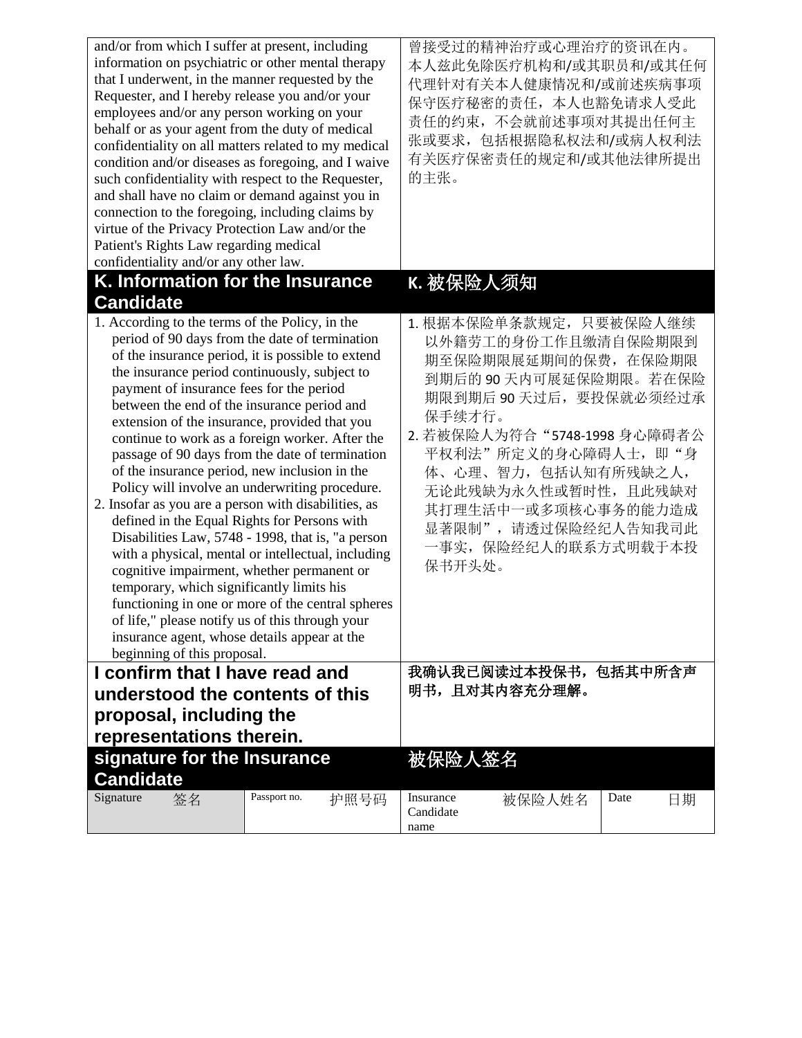and/or from which I suffer at present, including information on psychiatric or other mental therapy that I underwent, in the manner requested by the Requester, and I hereby release you and/or your employees and/or any person working on your behalf or as your agent from the duty of medical confidentiality on all matters related to my medical condition and/or diseases as foregoing, and I waive such confidentiality with respect to the Requester, and shall have no claim or demand against you in connection to the foregoing, including claims by virtue of the Privacy Protection Law and/or the Patient's Rights Law regarding medical confidentiality and/or any other law.

曾接受过的精神治疗或心理治疗的资讯在内。本人兹此免除医疗机构和/或其职员和/或其任何代理针对有关本人健康情况和/或前述疾病事项保守医疗秘密的责任，本人也豁免请求人受此责任的约束，不会就前述事项对其提出任何主张或要求，包括根据隐私权法和/或病人权利法有关医疗保密责任的规定和/或其他法律所提出的主张。

## K. Information for the Insurance Candidate

## K. 被保险人须知

1. According to the terms of the Policy, in the period of 90 days from the date of termination of the insurance period, it is possible to extend the insurance period continuously, subject to payment of insurance fees for the period between the end of the insurance period and extension of the insurance, provided that you continue to work as a foreign worker. After the passage of 90 days from the date of termination of the insurance period, new inclusion in the Policy will involve an underwriting procedure.
2. Insofar as you are a person with disabilities, as defined in the Equal Rights for Persons with Disabilities Law, 5748 - 1998, that is, "a person with a physical, mental or intellectual, including cognitive impairment, whether permanent or temporary, which significantly limits his functioning in one or more of the central spheres of life," please notify us of this through your insurance agent, whose details appear at the beginning of this proposal.

1. 根据本保险单条款规定，只要被保险人继续以外籍劳工的身份工作且缴清自保险期限到期至保险期限展延期间的保费，在保险期限到期后的 90 天内可展延保险期限。若在保险期限到期后 90 天过后，要投保就必须经过承保手续才行。
2. 若被保险人为符合“5748-1998 身心障碍者公平权利法”所定义的身心障碍人士，即“身体、心理、智力，包括认知有所残缺之人，无论此残缺为永久性或暂时性，且此残缺对其打理生活中一或多项核心事务的能力造成显著限制”，请透过保险经纪人告知我司此一事实，保险经纪人的联系方式明载于本投保书开头处。

**I confirm that I have read and understood the contents of this proposal, including the representations therein.**

**我确认我已阅读过本投保书，包括其中所含声明书，且对其内容充分理解。**

## signature for the Insurance Candidate

## 被保险人签名

| Signature 签名 | Passport no. 护照号码 | Insurance Candidate name 被保险人姓名 | Date 日期 |
|---|---|---|---|
| | | | |